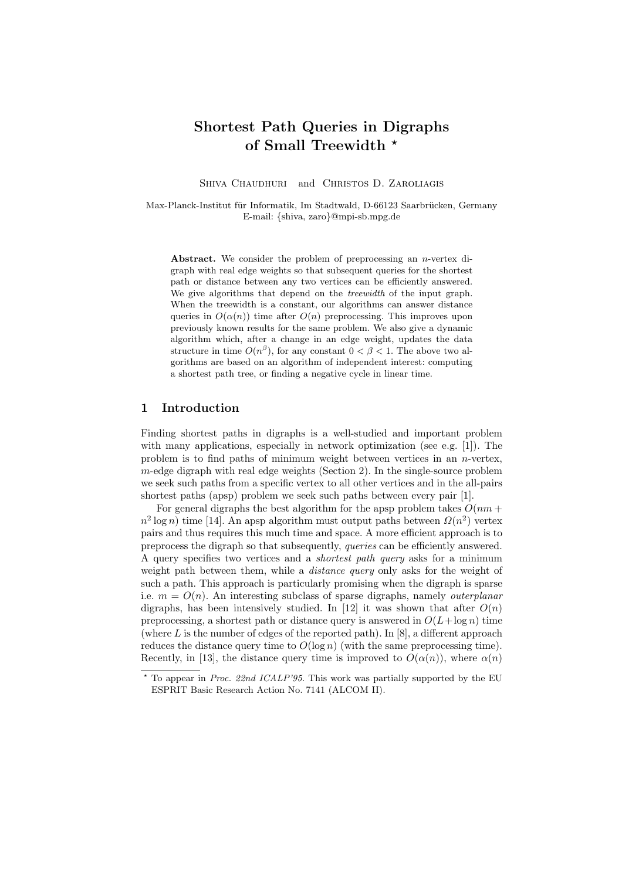# Shortest Path Queries in Digraphs of Small Treewidth ⋆

Shiva Chaudhuri and Christos D. Zaroliagis

Max-Planck-Institut für Informatik, Im Stadtwald, D-66123 Saarbrücken, Germany
E-mail: {shiva, zaro}@mpi-sb.mpg.de

**Abstract.** We consider the problem of preprocessing an $n$-vertex digraph with real edge weights so that subsequent queries for the shortest path or distance between any two vertices can be efficiently answered. We give algorithms that depend on the *treewidth* of the input graph. When the treewidth is a constant, our algorithms can answer distance queries in $O(\alpha(n))$ time after $O(n)$ preprocessing. This improves upon previously known results for the same problem. We also give a dynamic algorithm which, after a change in an edge weight, updates the data structure in time $O(n^\beta)$, for any constant $0 < \beta < 1$. The above two algorithms are based on an algorithm of independent interest: computing a shortest path tree, or finding a negative cycle in linear time.

## 1 Introduction

Finding shortest paths in digraphs is a well-studied and important problem with many applications, especially in network optimization (see e.g. [1]). The problem is to find paths of minimum weight between vertices in an $n$-vertex, $m$-edge digraph with real edge weights (Section 2). In the single-source problem we seek such paths from a specific vertex to all other vertices and in the all-pairs shortest paths (apsp) problem we seek such paths between every pair [1].

For general digraphs the best algorithm for the apsp problem takes $O(nm + n^2 \log n)$ time [14]. An apsp algorithm must output paths between $\Omega(n^2)$ vertex pairs and thus requires this much time and space. A more efficient approach is to preprocess the digraph so that subsequently, *queries* can be efficiently answered. A query specifies two vertices and a *shortest path query* asks for a minimum weight path between them, while a *distance query* only asks for the weight of such a path. This approach is particularly promising when the digraph is sparse i.e. $m = O(n)$. An interesting subclass of sparse digraphs, namely *outerplanar* digraphs, has been intensively studied. In [12] it was shown that after $O(n)$ preprocessing, a shortest path or distance query is answered in $O(L + \log n)$ time (where $L$ is the number of edges of the reported path). In [8], a different approach reduces the distance query time to $O(\log n)$ (with the same preprocessing time). Recently, in [13], the distance query time is improved to $O(\alpha(n))$, where $\alpha(n)$

⋆ To appear in *Proc. 22nd ICALP'95*. This work was partially supported by the EU ESPRIT Basic Research Action No. 7141 (ALCOM II).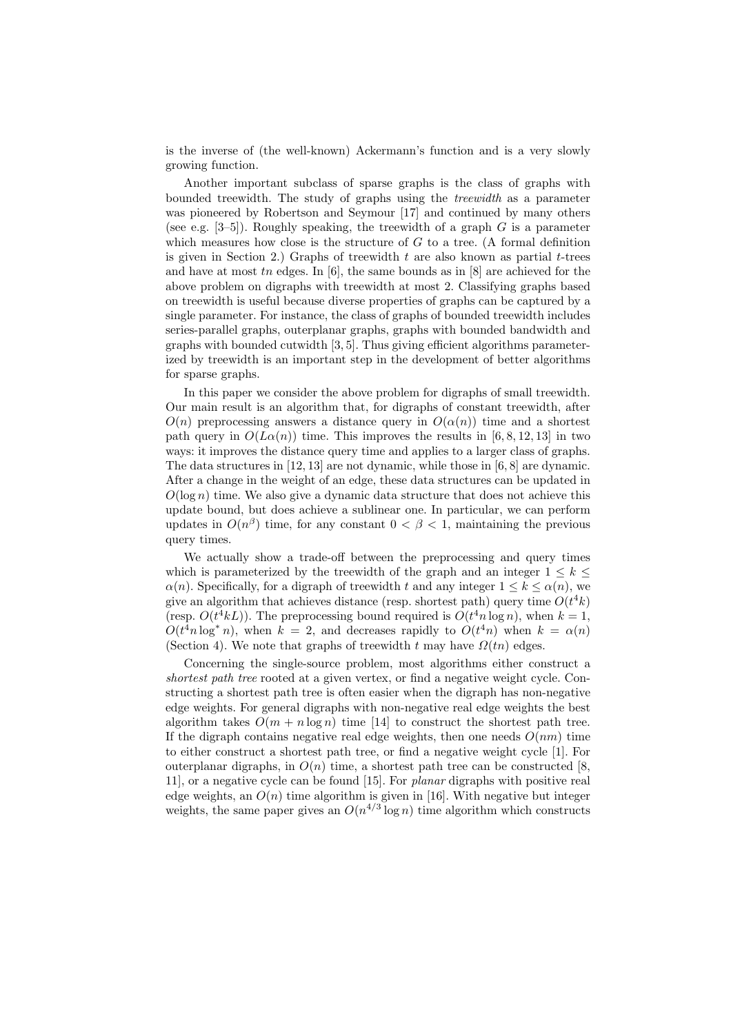is the inverse of (the well-known) Ackermann's function and is a very slowly growing function.

Another important subclass of sparse graphs is the class of graphs with bounded treewidth. The study of graphs using the *treewidth* as a parameter was pioneered by Robertson and Seymour [17] and continued by many others (see e.g. [3–5]). Roughly speaking, the treewidth of a graph $G$ is a parameter which measures how close is the structure of $G$ to a tree. (A formal definition is given in Section 2.) Graphs of treewidth $t$ are also known as partial $t$-trees and have at most $tn$ edges. In [6], the same bounds as in [8] are achieved for the above problem on digraphs with treewidth at most 2. Classifying graphs based on treewidth is useful because diverse properties of graphs can be captured by a single parameter. For instance, the class of graphs of bounded treewidth includes series-parallel graphs, outerplanar graphs, graphs with bounded bandwidth and graphs with bounded cutwidth [3, 5]. Thus giving efficient algorithms parameterized by treewidth is an important step in the development of better algorithms for sparse graphs.

In this paper we consider the above problem for digraphs of small treewidth. Our main result is an algorithm that, for digraphs of constant treewidth, after $O(n)$ preprocessing answers a distance query in $O(\alpha(n))$ time and a shortest path query in $O(L\alpha(n))$ time. This improves the results in [6, 8, 12, 13] in two ways: it improves the distance query time and applies to a larger class of graphs. The data structures in [12, 13] are not dynamic, while those in [6, 8] are dynamic. After a change in the weight of an edge, these data structures can be updated in $O(\log n)$ time. We also give a dynamic data structure that does not achieve this update bound, but does achieve a sublinear one. In particular, we can perform updates in $O(n^\beta)$ time, for any constant $0 < \beta < 1$, maintaining the previous query times.

We actually show a trade-off between the preprocessing and query times which is parameterized by the treewidth of the graph and an integer $1 \leq k \leq \alpha(n)$. Specifically, for a digraph of treewidth $t$ and any integer $1 \leq k \leq \alpha(n)$, we give an algorithm that achieves distance (resp. shortest path) query time $O(t^4 k)$ (resp. $O(t^4 kL)$). The preprocessing bound required is $O(t^4 n \log n)$, when $k = 1$, $O(t^4 n \log^* n)$, when $k = 2$, and decreases rapidly to $O(t^4 n)$ when $k = \alpha(n)$ (Section 4). We note that graphs of treewidth $t$ may have $\Omega(tn)$ edges.

Concerning the single-source problem, most algorithms either construct a *shortest path tree* rooted at a given vertex, or find a negative weight cycle. Constructing a shortest path tree is often easier when the digraph has non-negative edge weights. For general digraphs with non-negative real edge weights the best algorithm takes $O(m + n \log n)$ time [14] to construct the shortest path tree. If the digraph contains negative real edge weights, then one needs $O(nm)$ time to either construct a shortest path tree, or find a negative weight cycle [1]. For outerplanar digraphs, in $O(n)$ time, a shortest path tree can be constructed [8, 11], or a negative cycle can be found [15]. For *planar* digraphs with positive real edge weights, an $O(n)$ time algorithm is given in [16]. With negative but integer weights, the same paper gives an $O(n^{4/3} \log n)$ time algorithm which constructs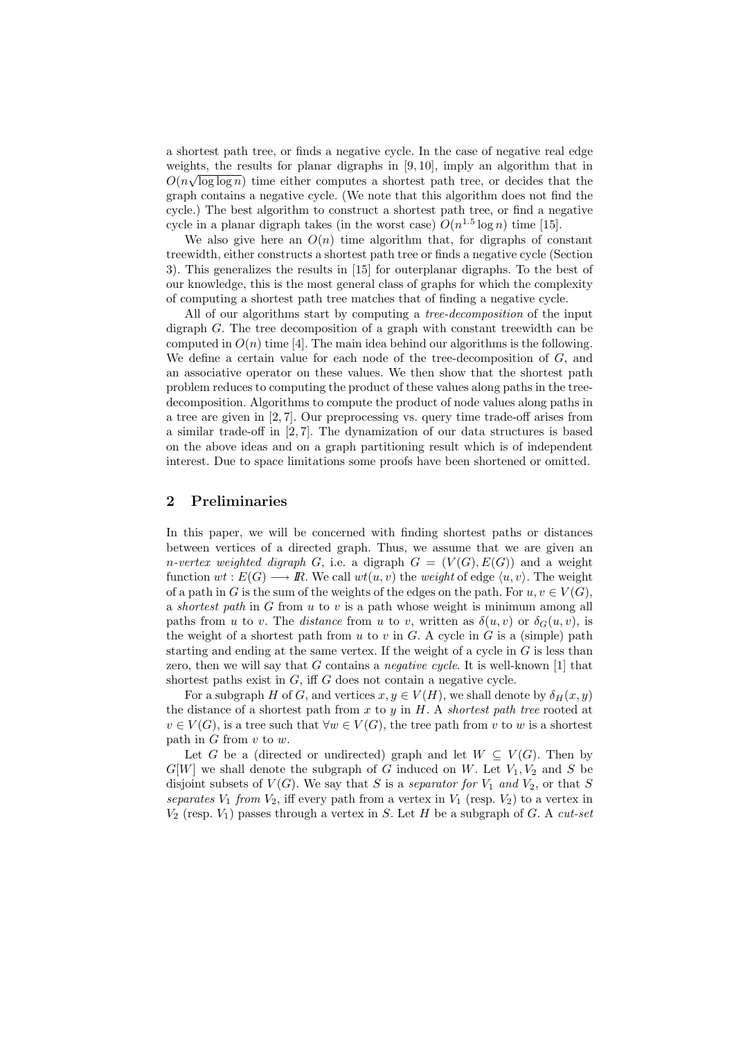a shortest path tree, or finds a negative cycle. In the case of negative real edge weights, the results for planar digraphs in [9, 10], imply an algorithm that in $O(n\sqrt{\log\log n})$ time either computes a shortest path tree, or decides that the graph contains a negative cycle. (We note that this algorithm does not find the cycle.) The best algorithm to construct a shortest path tree, or find a negative cycle in a planar digraph takes (in the worst case) $O(n^{1.5}\log n)$ time [15].

We also give here an $O(n)$ time algorithm that, for digraphs of constant treewidth, either constructs a shortest path tree or finds a negative cycle (Section 3). This generalizes the results in [15] for outerplanar digraphs. To the best of our knowledge, this is the most general class of graphs for which the complexity of computing a shortest path tree matches that of finding a negative cycle.

All of our algorithms start by computing a *tree-decomposition* of the input digraph $G$. The tree decomposition of a graph with constant treewidth can be computed in $O(n)$ time [4]. The main idea behind our algorithms is the following. We define a certain value for each node of the tree-decomposition of $G$, and an associative operator on these values. We then show that the shortest path problem reduces to computing the product of these values along paths in the tree-decomposition. Algorithms to compute the product of node values along paths in a tree are given in [2, 7]. Our preprocessing vs. query time trade-off arises from a similar trade-off in [2, 7]. The dynamization of our data structures is based on the above ideas and on a graph partitioning result which is of independent interest. Due to space limitations some proofs have been shortened or omitted.

## 2 Preliminaries

In this paper, we will be concerned with finding shortest paths or distances between vertices of a directed graph. Thus, we assume that we are given an $n$-*vertex weighted digraph* $G$, i.e. a digraph $G = (V(G), E(G))$ and a weight function $wt : E(G) \longrightarrow \mathbb{R}$. We call $wt(u, v)$ the *weight* of edge $\langle u, v\rangle$. The weight of a path in $G$ is the sum of the weights of the edges on the path. For $u, v \in V(G)$, a *shortest path* in $G$ from $u$ to $v$ is a path whose weight is minimum among all paths from $u$ to $v$. The *distance* from $u$ to $v$, written as $\delta(u, v)$ or $\delta_G(u, v)$, is the weight of a shortest path from $u$ to $v$ in $G$. A cycle in $G$ is a (simple) path starting and ending at the same vertex. If the weight of a cycle in $G$ is less than zero, then we will say that $G$ contains a *negative cycle*. It is well-known [1] that shortest paths exist in $G$, iff $G$ does not contain a negative cycle.

For a subgraph $H$ of $G$, and vertices $x, y \in V(H)$, we shall denote by $\delta_H(x, y)$ the distance of a shortest path from $x$ to $y$ in $H$. A *shortest path tree* rooted at $v \in V(G)$, is a tree such that $\forall w \in V(G)$, the tree path from $v$ to $w$ is a shortest path in $G$ from $v$ to $w$.

Let $G$ be a (directed or undirected) graph and let $W \subseteq V(G)$. Then by $G[W]$ we shall denote the subgraph of $G$ induced on $W$. Let $V_1, V_2$ and $S$ be disjoint subsets of $V(G)$. We say that $S$ is a *separator for* $V_1$ *and* $V_2$, or that $S$ *separates* $V_1$ *from* $V_2$, iff every path from a vertex in $V_1$ (resp. $V_2$) to a vertex in $V_2$ (resp. $V_1$) passes through a vertex in $S$. Let $H$ be a subgraph of $G$. A *cut-set*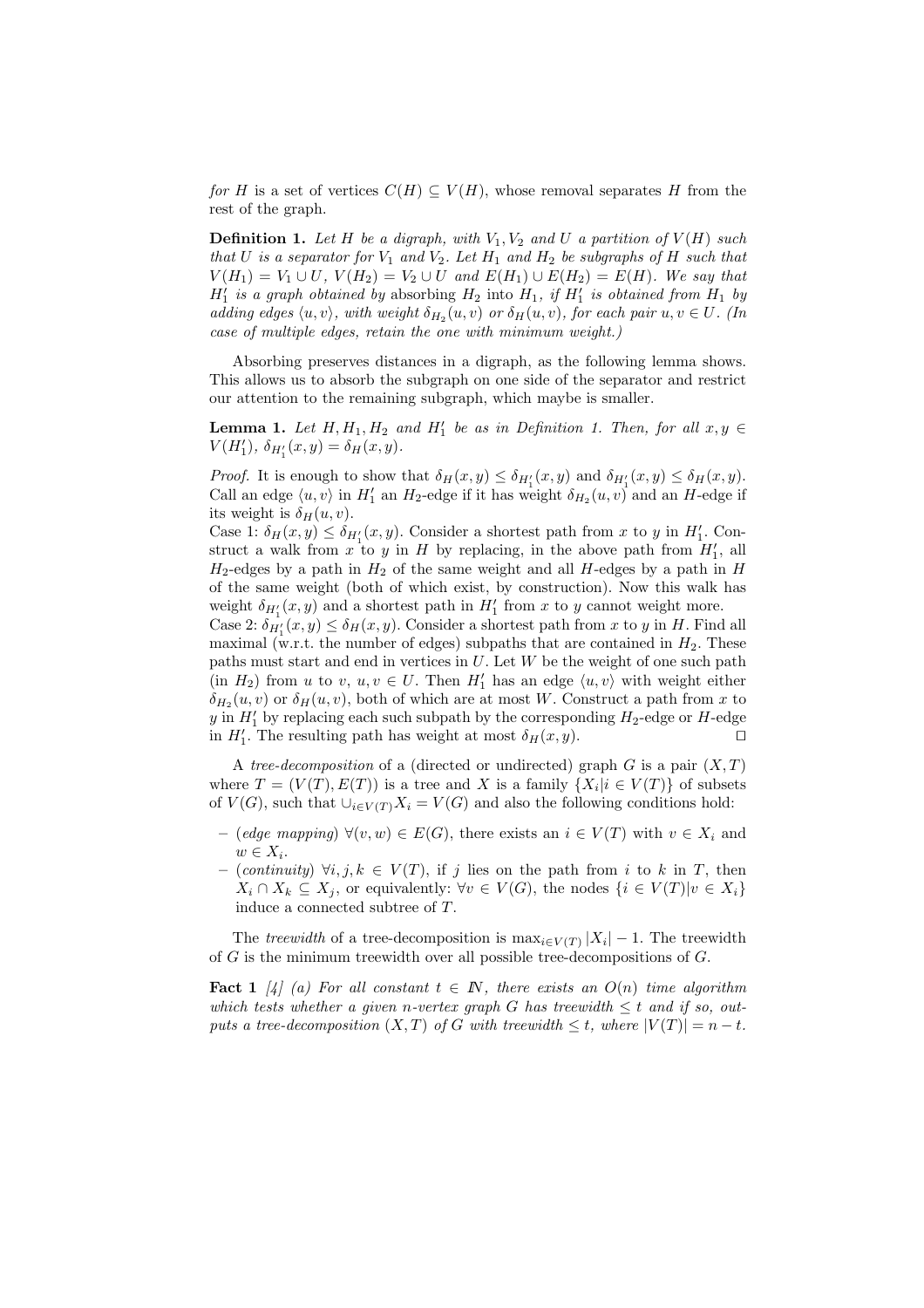*for* $H$ *is a set of vertices* $C(H) \subseteq V(H)$*, whose removal separates* $H$ *from the rest of the graph.*

**Definition 1.** *Let* $H$ *be a digraph, with* $V_1, V_2$ *and* $U$ *a partition of* $V(H)$ *such that* $U$ *is a separator for* $V_1$ *and* $V_2$*. Let* $H_1$ *and* $H_2$ *be subgraphs of* $H$ *such that* $V(H_1) = V_1 \cup U$*,* $V(H_2) = V_2 \cup U$ *and* $E(H_1) \cup E(H_2) = E(H)$*. We say that* $H_1'$ *is a graph obtained by* absorbing $H_2$ into $H_1$*, if* $H_1'$ *is obtained from* $H_1$ *by adding edges* $\langle u, v\rangle$*, with weight* $\delta_{H_2}(u, v)$ *or* $\delta_H(u, v)$*, for each pair* $u, v \in U$*. (In case of multiple edges, retain the one with minimum weight.)*

Absorbing preserves distances in a digraph, as the following lemma shows. This allows us to absorb the subgraph on one side of the separator and restrict our attention to the remaining subgraph, which maybe is smaller.

**Lemma 1.** *Let* $H, H_1, H_2$ *and* $H_1'$ *be as in Definition 1. Then, for all* $x, y \in V(H_1')$*,* $\delta_{H_1'}(x, y) = \delta_H(x, y)$*.*

*Proof.* It is enough to show that $\delta_H(x, y) \le \delta_{H_1'}(x, y)$ and $\delta_{H_1'}(x, y) \le \delta_H(x, y)$. Call an edge $\langle u, v\rangle$ in $H_1'$ an $H_2$-edge if it has weight $\delta_{H_2}(u, v)$ and an $H$-edge if its weight is $\delta_H(u, v)$.
Case 1: $\delta_H(x, y) \le \delta_{H_1'}(x, y)$. Consider a shortest path from $x$ to $y$ in $H_1'$. Construct a walk from $x$ to $y$ in $H$ by replacing, in the above path from $H_1'$, all $H_2$-edges by a path in $H_2$ of the same weight and all $H$-edges by a path in $H$ of the same weight (both of which exist, by construction). Now this walk has weight $\delta_{H_1'}(x, y)$ and a shortest path in $H_1'$ from $x$ to $y$ cannot weight more.
Case 2: $\delta_{H_1'}(x, y) \le \delta_H(x, y)$. Consider a shortest path from $x$ to $y$ in $H$. Find all maximal (w.r.t. the number of edges) subpaths that are contained in $H_2$. These paths must start and end in vertices in $U$. Let $W$ be the weight of one such path (in $H_2$) from $u$ to $v$, $u, v \in U$. Then $H_1'$ has an edge $\langle u, v\rangle$ with weight either $\delta_{H_2}(u, v)$ or $\delta_H(u, v)$, both of which are at most $W$. Construct a path from $x$ to $y$ in $H_1'$ by replacing each such subpath by the corresponding $H_2$-edge or $H$-edge in $H_1'$. The resulting path has weight at most $\delta_H(x, y)$. □

A *tree-decomposition* of a (directed or undirected) graph $G$ is a pair $(X, T)$ where $T = (V(T), E(T))$ is a tree and $X$ is a family $\{X_i | i \in V(T)\}$ of subsets of $V(G)$, such that $\cup_{i \in V(T)} X_i = V(G)$ and also the following conditions hold:

- (*edge mapping*) $\forall (v, w) \in E(G)$, there exists an $i \in V(T)$ with $v \in X_i$ and $w \in X_i$.
- (*continuity*) $\forall i, j, k \in V(T)$, if $j$ lies on the path from $i$ to $k$ in $T$, then $X_i \cap X_k \subseteq X_j$, or equivalently: $\forall v \in V(G)$, the nodes $\{i \in V(T) | v \in X_i\}$ induce a connected subtree of $T$.

The *treewidth* of a tree-decomposition is $\max_{i \in V(T)} |X_i| - 1$. The treewidth of $G$ is the minimum treewidth over all possible tree-decompositions of $G$.

**Fact 1** [4] *(a) For all constant* $t \in \mathbb{N}$*, there exists an* $O(n)$ *time algorithm which tests whether a given* $n$*-vertex graph* $G$ *has treewidth* $\le t$ *and if so, outputs a tree-decomposition* $(X, T)$ *of* $G$ *with treewidth* $\le t$*, where* $|V(T)| = n - t$*.*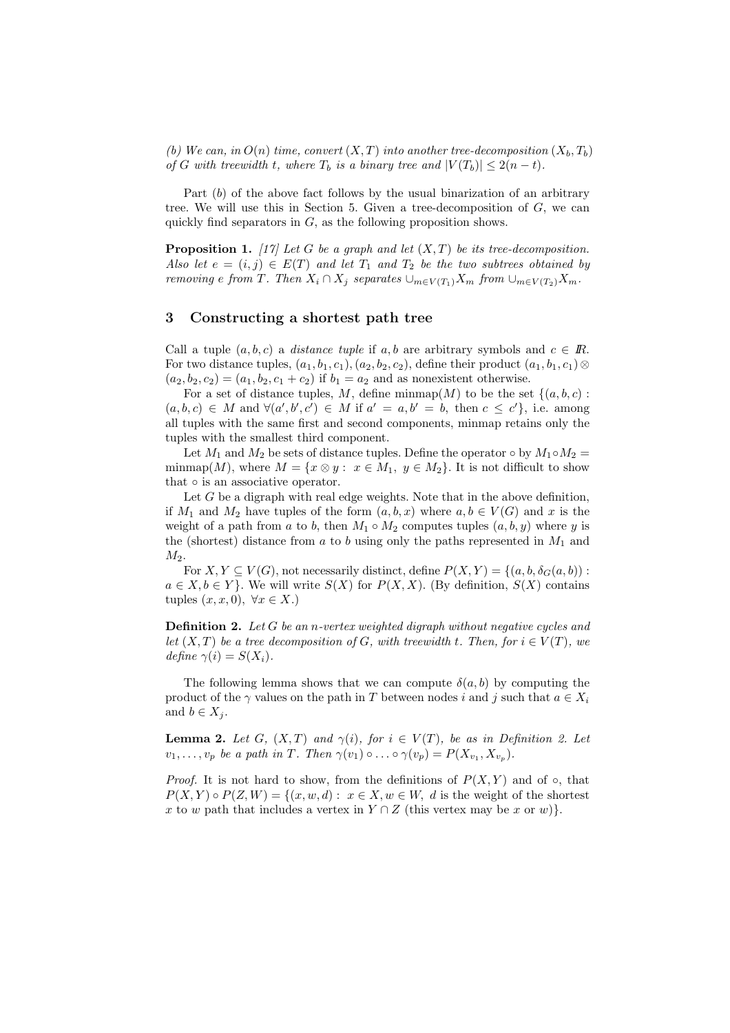*(b) We can, in $O(n)$ time, convert $(X, T)$ into another tree-decomposition $(X_b, T_b)$ of $G$ with treewidth $t$, where $T_b$ is a binary tree and $|V(T_b)| \leq 2(n - t)$.*

Part $(b)$ of the above fact follows by the usual binarization of an arbitrary tree. We will use this in Section 5. Given a tree-decomposition of $G$, we can quickly find separators in $G$, as the following proposition shows.

**Proposition 1.** *[17] Let $G$ be a graph and let $(X, T)$ be its tree-decomposition. Also let $e = (i, j) \in E(T)$ and let $T_1$ and $T_2$ be the two subtrees obtained by removing $e$ from $T$. Then $X_i \cap X_j$ separates $\cup_{m \in V(T_1)} X_m$ from $\cup_{m \in V(T_2)} X_m$.*

## 3 Constructing a shortest path tree

Call a tuple $(a, b, c)$ a *distance tuple* if $a, b$ are arbitrary symbols and $c \in \mathbb{R}$. For two distance tuples, $(a_1, b_1, c_1), (a_2, b_2, c_2)$, define their product $(a_1, b_1, c_1) \otimes (a_2, b_2, c_2) = (a_1, b_2, c_1 + c_2)$ if $b_1 = a_2$ and as nonexistent otherwise.

For a set of distance tuples, $M$, define minmap$(M)$ to be the set $\{(a, b, c) : (a, b, c) \in M$ and $\forall (a', b', c') \in M$ if $a' = a, b' = b$, then $c \leq c'\}$, i.e. among all tuples with the same first and second components, minmap retains only the tuples with the smallest third component.

Let $M_1$ and $M_2$ be sets of distance tuples. Define the operator $\circ$ by $M_1 \circ M_2 =$ minmap$(M)$, where $M = \{x \otimes y : \ x \in M_1, \ y \in M_2\}$. It is not difficult to show that $\circ$ is an associative operator.

Let $G$ be a digraph with real edge weights. Note that in the above definition, if $M_1$ and $M_2$ have tuples of the form $(a, b, x)$ where $a, b \in V(G)$ and $x$ is the weight of a path from $a$ to $b$, then $M_1 \circ M_2$ computes tuples $(a, b, y)$ where $y$ is the (shortest) distance from $a$ to $b$ using only the paths represented in $M_1$ and $M_2$.

For $X, Y \subseteq V(G)$, not necessarily distinct, define $P(X, Y) = \{(a, b, \delta_G(a, b)) : a \in X, b \in Y\}$. We will write $S(X)$ for $P(X, X)$. (By definition, $S(X)$ contains tuples $(x, x, 0), \ \forall x \in X$.)

**Definition 2.** *Let $G$ be an $n$-vertex weighted digraph without negative cycles and let $(X, T)$ be a tree decomposition of $G$, with treewidth $t$. Then, for $i \in V(T)$, we define $\gamma(i) = S(X_i)$.*

The following lemma shows that we can compute $\delta(a, b)$ by computing the product of the $\gamma$ values on the path in $T$ between nodes $i$ and $j$ such that $a \in X_i$ and $b \in X_j$.

**Lemma 2.** *Let $G$, $(X, T)$ and $\gamma(i)$, for $i \in V(T)$, be as in Definition 2. Let $v_1, \ldots, v_p$ be a path in $T$. Then $\gamma(v_1) \circ \ldots \circ \gamma(v_p) = P(X_{v_1}, X_{v_p})$.*

*Proof.* It is not hard to show, from the definitions of $P(X, Y)$ and of $\circ$, that $P(X, Y) \circ P(Z, W) = \{(x, w, d) : \ x \in X, w \in W, \ d$ is the weight of the shortest $x$ to $w$ path that includes a vertex in $Y \cap Z$ (this vertex may be $x$ or $w$)$\}$.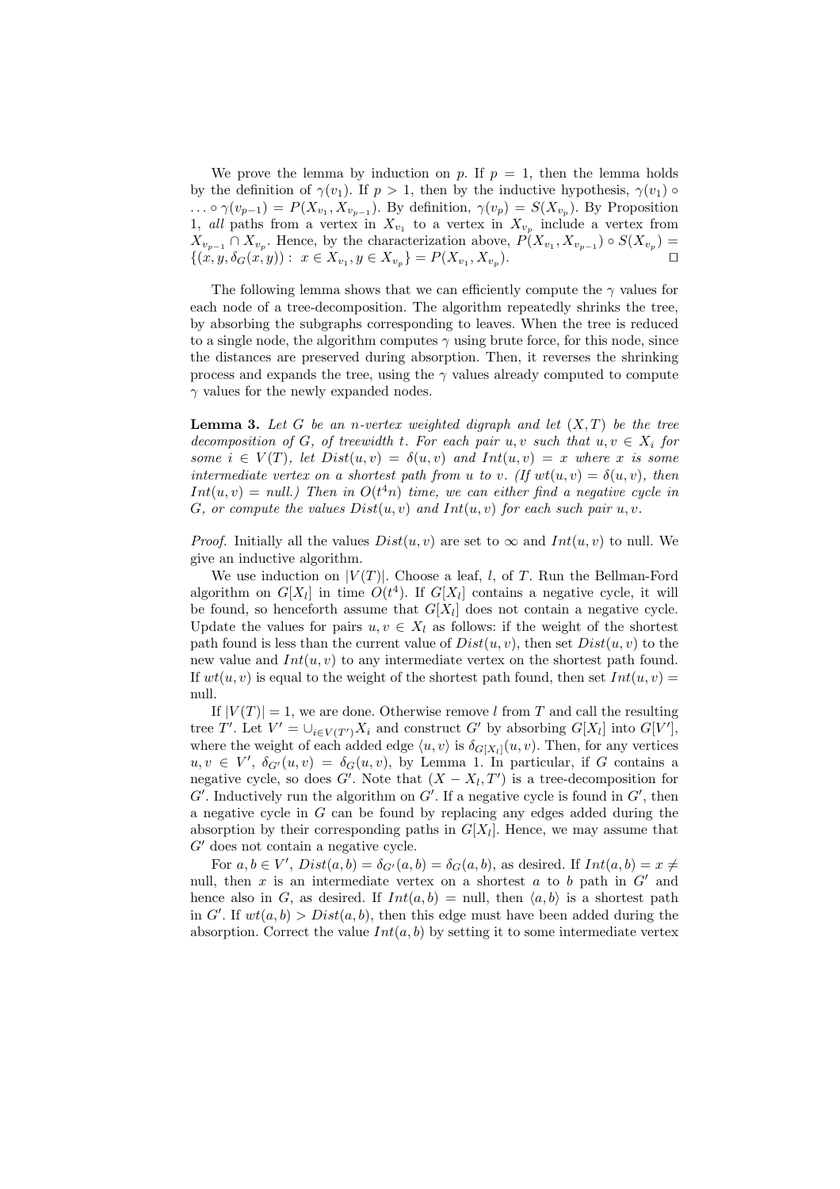We prove the lemma by induction on $p$. If $p = 1$, then the lemma holds by the definition of $\gamma(v_1)$. If $p > 1$, then by the inductive hypothesis, $\gamma(v_1) \circ \ldots \circ \gamma(v_{p-1}) = P(X_{v_1}, X_{v_{p-1}})$. By definition, $\gamma(v_p) = S(X_{v_p})$. By Proposition 1, *all* paths from a vertex in $X_{v_1}$ to a vertex in $X_{v_p}$ include a vertex from $X_{v_{p-1}} \cap X_{v_p}$. Hence, by the characterization above, $P(X_{v_1}, X_{v_{p-1}}) \circ S(X_{v_p}) = \{(x, y, \delta_G(x, y)) : x \in X_{v_1}, y \in X_{v_p}\} = P(X_{v_1}, X_{v_p})$. □

The following lemma shows that we can efficiently compute the $\gamma$ values for each node of a tree-decomposition. The algorithm repeatedly shrinks the tree, by absorbing the subgraphs corresponding to leaves. When the tree is reduced to a single node, the algorithm computes $\gamma$ using brute force, for this node, since the distances are preserved during absorption. Then, it reverses the shrinking process and expands the tree, using the $\gamma$ values already computed to compute $\gamma$ values for the newly expanded nodes.

**Lemma 3.** *Let $G$ be an $n$-vertex weighted digraph and let $(X, T)$ be the tree decomposition of $G$, of treewidth $t$. For each pair $u, v$ such that $u, v \in X_i$ for some $i \in V(T)$, let $Dist(u, v) = \delta(u, v)$ and $Int(u, v) = x$ where $x$ is some intermediate vertex on a shortest path from $u$ to $v$. (If $wt(u, v) = \delta(u, v)$, then $Int(u, v) = null$.) Then in $O(t^4 n)$ time, we can either find a negative cycle in $G$, or compute the values $Dist(u, v)$ and $Int(u, v)$ for each such pair $u, v$.*

*Proof.* Initially all the values $Dist(u, v)$ are set to $\infty$ and $Int(u, v)$ to null. We give an inductive algorithm.

We use induction on $|V(T)|$. Choose a leaf, $l$, of $T$. Run the Bellman-Ford algorithm on $G[X_l]$ in time $O(t^4)$. If $G[X_l]$ contains a negative cycle, it will be found, so henceforth assume that $G[X_l]$ does not contain a negative cycle. Update the values for pairs $u, v \in X_l$ as follows: if the weight of the shortest path found is less than the current value of $Dist(u, v)$, then set $Dist(u, v)$ to the new value and $Int(u, v)$ to any intermediate vertex on the shortest path found. If $wt(u, v)$ is equal to the weight of the shortest path found, then set $Int(u, v) =$ null.

If $|V(T)| = 1$, we are done. Otherwise remove $l$ from $T$ and call the resulting tree $T'$. Let $V' = \cup_{i \in V(T')} X_i$ and construct $G'$ by absorbing $G[X_l]$ into $G[V']$, where the weight of each added edge $\langle u, v \rangle$ is $\delta_{G[X_l]}(u, v)$. Then, for any vertices $u, v \in V'$, $\delta_{G'}(u, v) = \delta_G(u, v)$, by Lemma 1. In particular, if $G$ contains a negative cycle, so does $G'$. Note that $(X - X_l, T')$ is a tree-decomposition for $G'$. Inductively run the algorithm on $G'$. If a negative cycle is found in $G'$, then a negative cycle in $G$ can be found by replacing any edges added during the absorption by their corresponding paths in $G[X_l]$. Hence, we may assume that $G'$ does not contain a negative cycle.

For $a, b \in V'$, $Dist(a, b) = \delta_{G'}(a, b) = \delta_G(a, b)$, as desired. If $Int(a, b) = x \neq$ null, then $x$ is an intermediate vertex on a shortest $a$ to $b$ path in $G'$ and hence also in $G$, as desired. If $Int(a, b) =$ null, then $\langle a, b \rangle$ is a shortest path in $G'$. If $wt(a, b) > Dist(a, b)$, then this edge must have been added during the absorption. Correct the value $Int(a, b)$ by setting it to some intermediate vertex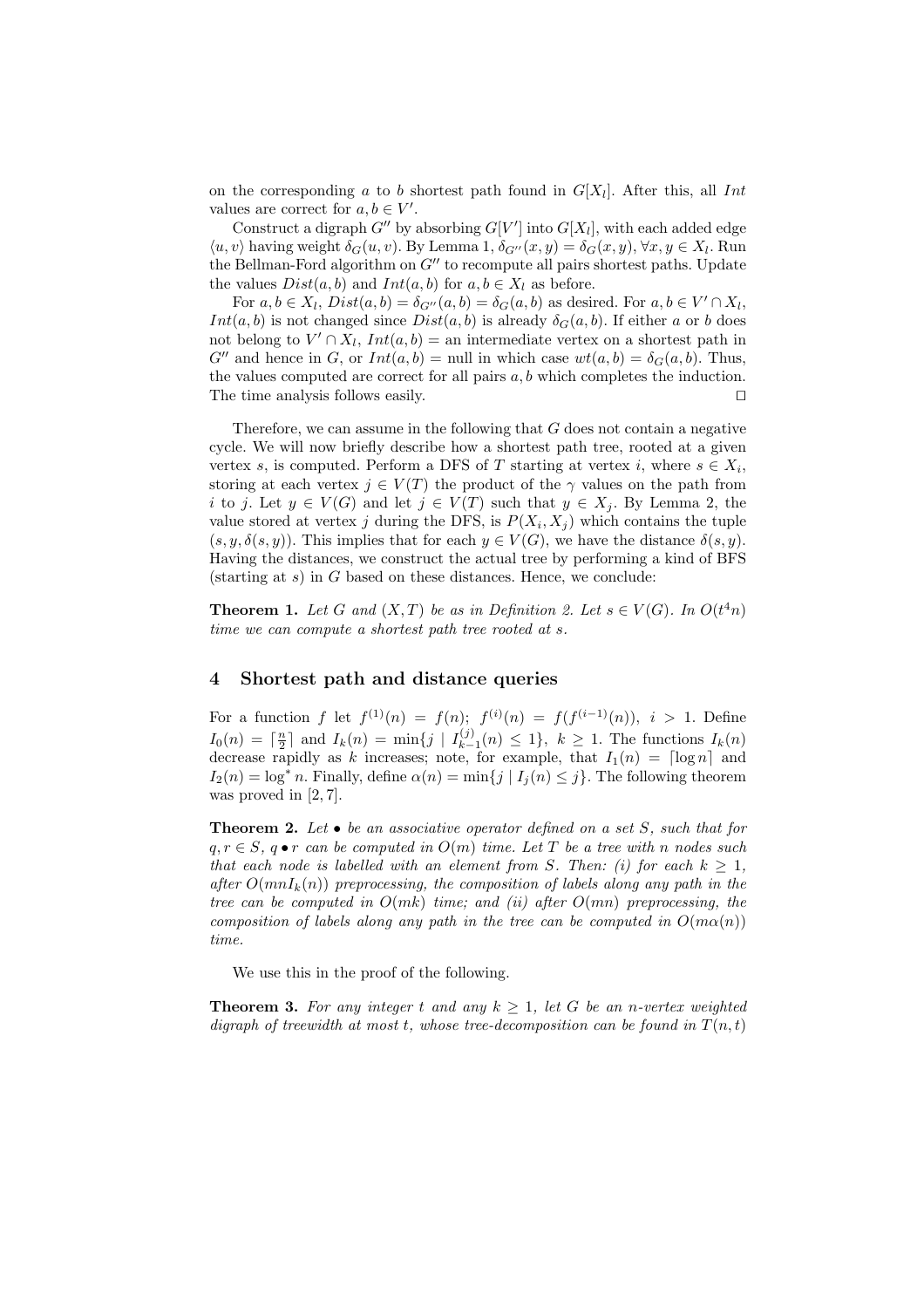on the corresponding $a$ to $b$ shortest path found in $G[X_l]$. After this, all $Int$ values are correct for $a, b \in V'$.

Construct a digraph $G''$ by absorbing $G[V']$ into $G[X_l]$, with each added edge $\langle u, v \rangle$ having weight $\delta_G(u, v)$. By Lemma 1, $\delta_{G''}(x, y) = \delta_G(x, y), \forall x, y \in X_l$. Run the Bellman-Ford algorithm on $G''$ to recompute all pairs shortest paths. Update the values $Dist(a, b)$ and $Int(a, b)$ for $a, b \in X_l$ as before.

For $a, b \in X_l$, $Dist(a, b) = \delta_{G''}(a, b) = \delta_G(a, b)$ as desired. For $a, b \in V' \cap X_l$, $Int(a, b)$ is not changed since $Dist(a, b)$ is already $\delta_G(a, b)$. If either $a$ or $b$ does not belong to $V' \cap X_l$, $Int(a, b) =$ an intermediate vertex on a shortest path in $G''$ and hence in $G$, or $Int(a, b) =$ null in which case $wt(a, b) = \delta_G(a, b)$. Thus, the values computed are correct for all pairs $a, b$ which completes the induction. The time analysis follows easily. □

Therefore, we can assume in the following that $G$ does not contain a negative cycle. We will now briefly describe how a shortest path tree, rooted at a given vertex $s$, is computed. Perform a DFS of $T$ starting at vertex $i$, where $s \in X_i$, storing at each vertex $j \in V(T)$ the product of the $\gamma$ values on the path from $i$ to $j$. Let $y \in V(G)$ and let $j \in V(T)$ such that $y \in X_j$. By Lemma 2, the value stored at vertex $j$ during the DFS, is $P(X_i, X_j)$ which contains the tuple $(s, y, \delta(s, y))$. This implies that for each $y \in V(G)$, we have the distance $\delta(s, y)$. Having the distances, we construct the actual tree by performing a kind of BFS (starting at $s$) in $G$ based on these distances. Hence, we conclude:

**Theorem 1.** *Let $G$ and $(X, T)$ be as in Definition 2. Let $s \in V(G)$. In $O(t^4 n)$ time we can compute a shortest path tree rooted at $s$.*

## 4 Shortest path and distance queries

For a function $f$ let $f^{(1)}(n) = f(n)$; $f^{(i)}(n) = f(f^{(i-1)}(n))$, $i > 1$. Define $I_0(n) = \lceil \frac{n}{2} \rceil$ and $I_k(n) = \min\{j \mid I_{k-1}^{(j)}(n) \leq 1\}$, $k \geq 1$. The functions $I_k(n)$ decrease rapidly as $k$ increases; note, for example, that $I_1(n) = \lceil \log n \rceil$ and $I_2(n) = \log^* n$. Finally, define $\alpha(n) = \min\{j \mid I_j(n) \leq j\}$. The following theorem was proved in [2, 7].

**Theorem 2.** *Let $\bullet$ be an associative operator defined on a set $S$, such that for $q, r \in S$, $q \bullet r$ can be computed in $O(m)$ time. Let $T$ be a tree with $n$ nodes such that each node is labelled with an element from $S$. Then: (i) for each $k \geq 1$, after $O(mnI_k(n))$ preprocessing, the composition of labels along any path in the tree can be computed in $O(mk)$ time; and (ii) after $O(mn)$ preprocessing, the composition of labels along any path in the tree can be computed in $O(m\alpha(n))$ time.*

We use this in the proof of the following.

**Theorem 3.** *For any integer $t$ and any $k \geq 1$, let $G$ be an $n$-vertex weighted digraph of treewidth at most $t$, whose tree-decomposition can be found in $T(n, t)$*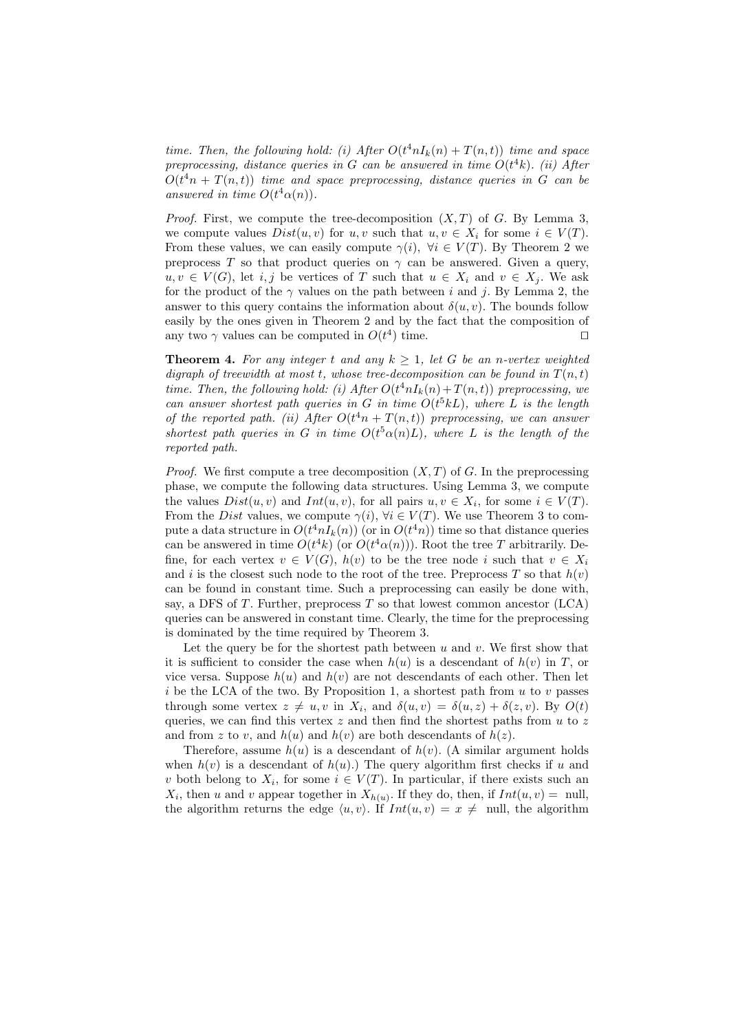*time. Then, the following hold: (i) After $O(t^4 n I_k(n) + T(n,t))$ time and space preprocessing, distance queries in $G$ can be answered in time $O(t^4 k)$. (ii) After $O(t^4 n + T(n,t))$ time and space preprocessing, distance queries in $G$ can be answered in time $O(t^4 \alpha(n))$.*

*Proof.* First, we compute the tree-decomposition $(X,T)$ of $G$. By Lemma 3, we compute values $Dist(u,v)$ for $u,v$ such that $u,v \in X_i$ for some $i \in V(T)$. From these values, we can easily compute $\gamma(i)$, $\forall i \in V(T)$. By Theorem 2 we preprocess $T$ so that product queries on $\gamma$ can be answered. Given a query, $u,v \in V(G)$, let $i,j$ be vertices of $T$ such that $u \in X_i$ and $v \in X_j$. We ask for the product of the $\gamma$ values on the path between $i$ and $j$. By Lemma 2, the answer to this query contains the information about $\delta(u,v)$. The bounds follow easily by the ones given in Theorem 2 and by the fact that the composition of any two $\gamma$ values can be computed in $O(t^4)$ time. ⊓⊔

**Theorem 4.** *For any integer $t$ and any $k \geq 1$, let $G$ be an $n$-vertex weighted digraph of treewidth at most $t$, whose tree-decomposition can be found in $T(n,t)$ time. Then, the following hold: (i) After $O(t^4 n I_k(n) + T(n,t))$ preprocessing, we can answer shortest path queries in $G$ in time $O(t^5 kL)$, where $L$ is the length of the reported path. (ii) After $O(t^4 n + T(n,t))$ preprocessing, we can answer shortest path queries in $G$ in time $O(t^5 \alpha(n) L)$, where $L$ is the length of the reported path.*

*Proof.* We first compute a tree decomposition $(X,T)$ of $G$. In the preprocessing phase, we compute the following data structures. Using Lemma 3, we compute the values $Dist(u,v)$ and $Int(u,v)$, for all pairs $u,v \in X_i$, for some $i \in V(T)$. From the $Dist$ values, we compute $\gamma(i)$, $\forall i \in V(T)$. We use Theorem 3 to compute a data structure in $O(t^4 n I_k(n))$ (or in $O(t^4 n)$) time so that distance queries can be answered in time $O(t^4 k)$ (or $O(t^4 \alpha(n))$). Root the tree $T$ arbitrarily. Define, for each vertex $v \in V(G)$, $h(v)$ to be the tree node $i$ such that $v \in X_i$ and $i$ is the closest such node to the root of the tree. Preprocess $T$ so that $h(v)$ can be found in constant time. Such a preprocessing can easily be done with, say, a DFS of $T$. Further, preprocess $T$ so that lowest common ancestor (LCA) queries can be answered in constant time. Clearly, the time for the preprocessing is dominated by the time required by Theorem 3.

Let the query be for the shortest path between $u$ and $v$. We first show that it is sufficient to consider the case when $h(u)$ is a descendant of $h(v)$ in $T$, or vice versa. Suppose $h(u)$ and $h(v)$ are not descendants of each other. Then let $i$ be the LCA of the two. By Proposition 1, a shortest path from $u$ to $v$ passes through some vertex $z \neq u,v$ in $X_i$, and $\delta(u,v) = \delta(u,z) + \delta(z,v)$. By $O(t)$ queries, we can find this vertex $z$ and then find the shortest paths from $u$ to $z$ and from $z$ to $v$, and $h(u)$ and $h(v)$ are both descendants of $h(z)$.

Therefore, assume $h(u)$ is a descendant of $h(v)$. (A similar argument holds when $h(v)$ is a descendant of $h(u)$.) The query algorithm first checks if $u$ and $v$ both belong to $X_i$, for some $i \in V(T)$. In particular, if there exists such an $X_i$, then $u$ and $v$ appear together in $X_{h(u)}$. If they do, then, if $Int(u,v) =$ null, the algorithm returns the edge $\langle u,v \rangle$. If $Int(u,v) = x \neq$ null, the algorithm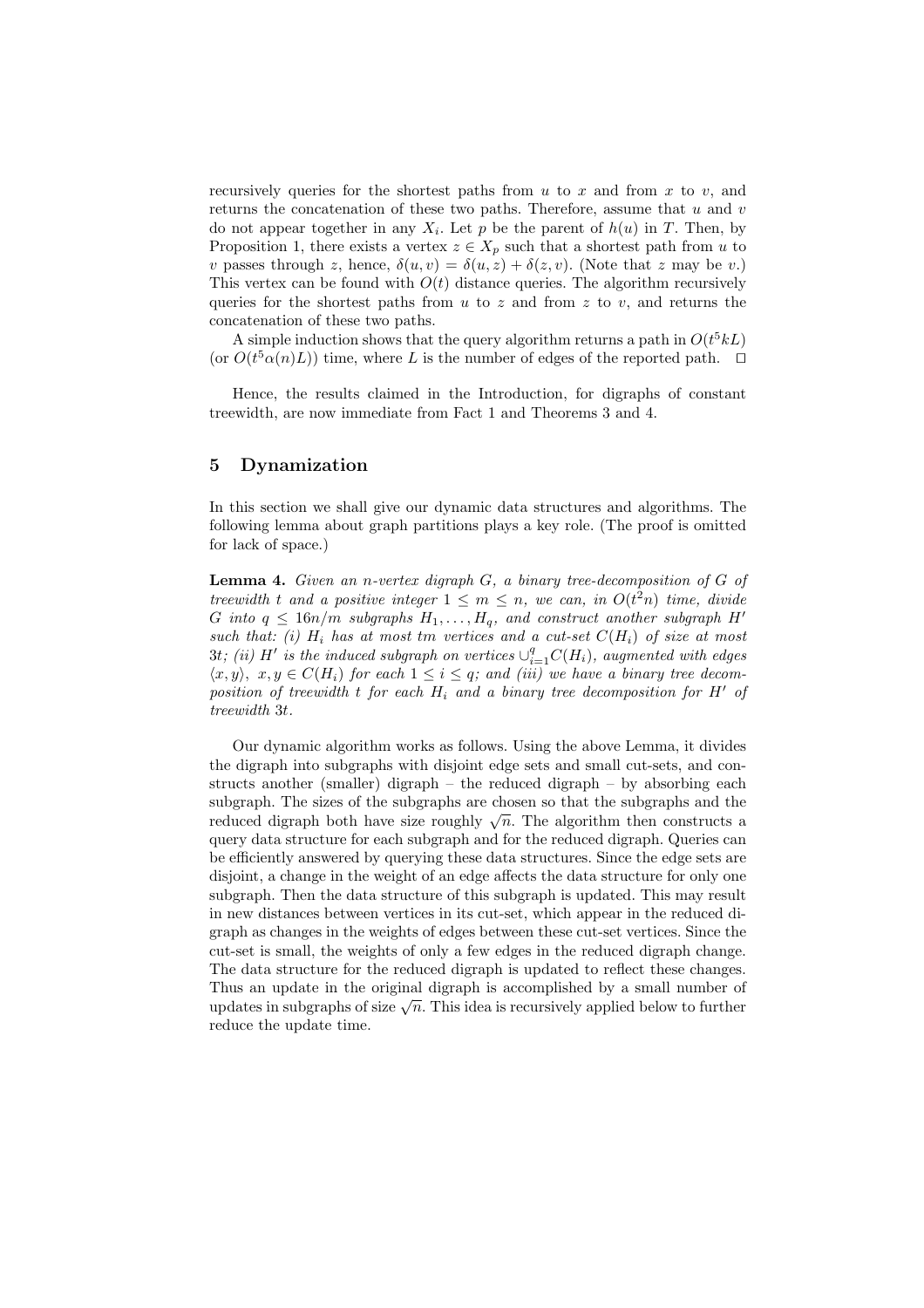recursively queries for the shortest paths from $u$ to $x$ and from $x$ to $v$, and returns the concatenation of these two paths. Therefore, assume that $u$ and $v$ do not appear together in any $X_i$. Let $p$ be the parent of $h(u)$ in $T$. Then, by Proposition 1, there exists a vertex $z \in X_p$ such that a shortest path from $u$ to $v$ passes through $z$, hence, $\delta(u, v) = \delta(u, z) + \delta(z, v)$. (Note that $z$ may be $v$.) This vertex can be found with $O(t)$ distance queries. The algorithm recursively queries for the shortest paths from $u$ to $z$ and from $z$ to $v$, and returns the concatenation of these two paths.

A simple induction shows that the query algorithm returns a path in $O(t^5 kL)$ (or $O(t^5 \alpha(n)L)$) time, where $L$ is the number of edges of the reported path. □

Hence, the results claimed in the Introduction, for digraphs of constant treewidth, are now immediate from Fact 1 and Theorems 3 and 4.

## 5 Dynamization

In this section we shall give our dynamic data structures and algorithms. The following lemma about graph partitions plays a key role. (The proof is omitted for lack of space.)

**Lemma 4.** *Given an $n$-vertex digraph $G$, a binary tree-decomposition of $G$ of treewidth $t$ and a positive integer $1 \leq m \leq n$, we can, in $O(t^2 n)$ time, divide $G$ into $q \leq 16n/m$ subgraphs $H_1, \ldots, H_q$, and construct another subgraph $H'$ such that: (i) $H_i$ has at most $tm$ vertices and a cut-set $C(H_i)$ of size at most $3t$; (ii) $H'$ is the induced subgraph on vertices $\cup_{i=1}^{q} C(H_i)$, augmented with edges $\langle x, y \rangle$, $x, y \in C(H_i)$ for each $1 \leq i \leq q$; and (iii) we have a binary tree decomposition of treewidth $t$ for each $H_i$ and a binary tree decomposition for $H'$ of treewidth $3t$.*

Our dynamic algorithm works as follows. Using the above Lemma, it divides the digraph into subgraphs with disjoint edge sets and small cut-sets, and constructs another (smaller) digraph – the reduced digraph – by absorbing each subgraph. The sizes of the subgraphs are chosen so that the subgraphs and the reduced digraph both have size roughly $\sqrt{n}$. The algorithm then constructs a query data structure for each subgraph and for the reduced digraph. Queries can be efficiently answered by querying these data structures. Since the edge sets are disjoint, a change in the weight of an edge affects the data structure for only one subgraph. Then the data structure of this subgraph is updated. This may result in new distances between vertices in its cut-set, which appear in the reduced digraph as changes in the weights of edges between these cut-set vertices. Since the cut-set is small, the weights of only a few edges in the reduced digraph change. The data structure for the reduced digraph is updated to reflect these changes. Thus an update in the original digraph is accomplished by a small number of updates in subgraphs of size $\sqrt{n}$. This idea is recursively applied below to further reduce the update time.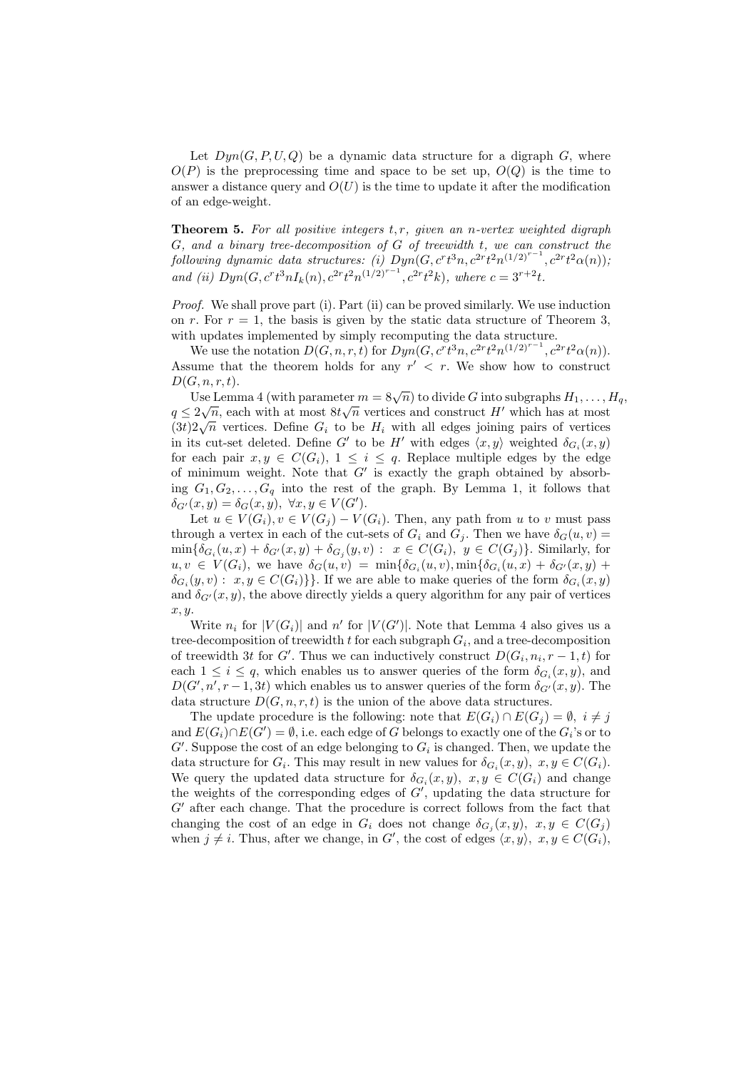Let $Dyn(G, P, U, Q)$ be a dynamic data structure for a digraph $G$, where $O(P)$ is the preprocessing time and space to be set up, $O(Q)$ is the time to answer a distance query and $O(U)$ is the time to update it after the modification of an edge-weight.

**Theorem 5.** *For all positive integers $t, r$, given an $n$-vertex weighted digraph $G$, and a binary tree-decomposition of $G$ of treewidth $t$, we can construct the following dynamic data structures: (i) $Dyn(G, c^r t^3 n, c^{2r} t^2 n^{(1/2)^{r-1}}, c^{2r} t^2 \alpha(n))$; and (ii) $Dyn(G, c^r t^3 n I_k(n), c^{2r} t^2 n^{(1/2)^{r-1}}, c^{2r} t^2 k)$, where $c = 3^{r+2} t$.*

*Proof.* We shall prove part (i). Part (ii) can be proved similarly. We use induction on $r$. For $r = 1$, the basis is given by the static data structure of Theorem 3, with updates implemented by simply recomputing the data structure.

We use the notation $D(G, n, r, t)$ for $Dyn(G, c^r t^3 n, c^{2r} t^2 n^{(1/2)^{r-1}}, c^{2r} t^2 \alpha(n))$. Assume that the theorem holds for any $r' < r$. We show how to construct $D(G, n, r, t)$.

Use Lemma 4 (with parameter $m = 8\sqrt{n}$) to divide $G$ into subgraphs $H_1, \ldots, H_q$, $q \leq 2\sqrt{n}$, each with at most $8t\sqrt{n}$ vertices and construct $H'$ which has at most $(3t)2\sqrt{n}$ vertices. Define $G_i$ to be $H_i$ with all edges joining pairs of vertices in its cut-set deleted. Define $G'$ to be $H'$ with edges $\langle x, y \rangle$ weighted $\delta_{G_i}(x, y)$ for each pair $x, y \in C(G_i)$, $1 \leq i \leq q$. Replace multiple edges by the edge of minimum weight. Note that $G'$ is exactly the graph obtained by absorbing $G_1, G_2, \ldots, G_q$ into the rest of the graph. By Lemma 1, it follows that $\delta_{G'}(x, y) = \delta_G(x, y), \ \forall x, y \in V(G')$.

Let $u \in V(G_i), v \in V(G_j) - V(G_i)$. Then, any path from $u$ to $v$ must pass through a vertex in each of the cut-sets of $G_i$ and $G_j$. Then we have $\delta_G(u, v) = \min\{\delta_{G_i}(u, x) + \delta_{G'}(x, y) + \delta_{G_j}(y, v) : \ x \in C(G_i), \ y \in C(G_j)\}$. Similarly, for $u, v \in V(G_i)$, we have $\delta_G(u, v) = \min\{\delta_{G_i}(u, v), \min\{\delta_{G_i}(u, x) + \delta_{G'}(x, y) + \delta_{G_i}(y, v) : \ x, y \in C(G_i)\}\}$. If we are able to make queries of the form $\delta_{G_i}(x, y)$ and $\delta_{G'}(x, y)$, the above directly yields a query algorithm for any pair of vertices $x, y$.

Write $n_i$ for $|V(G_i)|$ and $n'$ for $|V(G')|$. Note that Lemma 4 also gives us a tree-decomposition of treewidth $t$ for each subgraph $G_i$, and a tree-decomposition of treewidth $3t$ for $G'$. Thus we can inductively construct $D(G_i, n_i, r-1, t)$ for each $1 \leq i \leq q$, which enables us to answer queries of the form $\delta_{G_i}(x, y)$, and $D(G', n', r-1, 3t)$ which enables us to answer queries of the form $\delta_{G'}(x, y)$. The data structure $D(G, n, r, t)$ is the union of the above data structures.

The update procedure is the following: note that $E(G_i) \cap E(G_j) = \emptyset, \ i \neq j$ and $E(G_i) \cap E(G') = \emptyset$, i.e. each edge of $G$ belongs to exactly one of the $G_i$'s or to $G'$. Suppose the cost of an edge belonging to $G_i$ is changed. Then, we update the data structure for $G_i$. This may result in new values for $\delta_{G_i}(x, y), \ x, y \in C(G_i)$. We query the updated data structure for $\delta_{G_i}(x, y), \ x, y \in C(G_i)$ and change the weights of the corresponding edges of $G'$, updating the data structure for $G'$ after each change. That the procedure is correct follows from the fact that changing the cost of an edge in $G_i$ does not change $\delta_{G_j}(x, y), \ x, y \in C(G_j)$ when $j \neq i$. Thus, after we change, in $G'$, the cost of edges $\langle x, y \rangle, \ x, y \in C(G_i)$,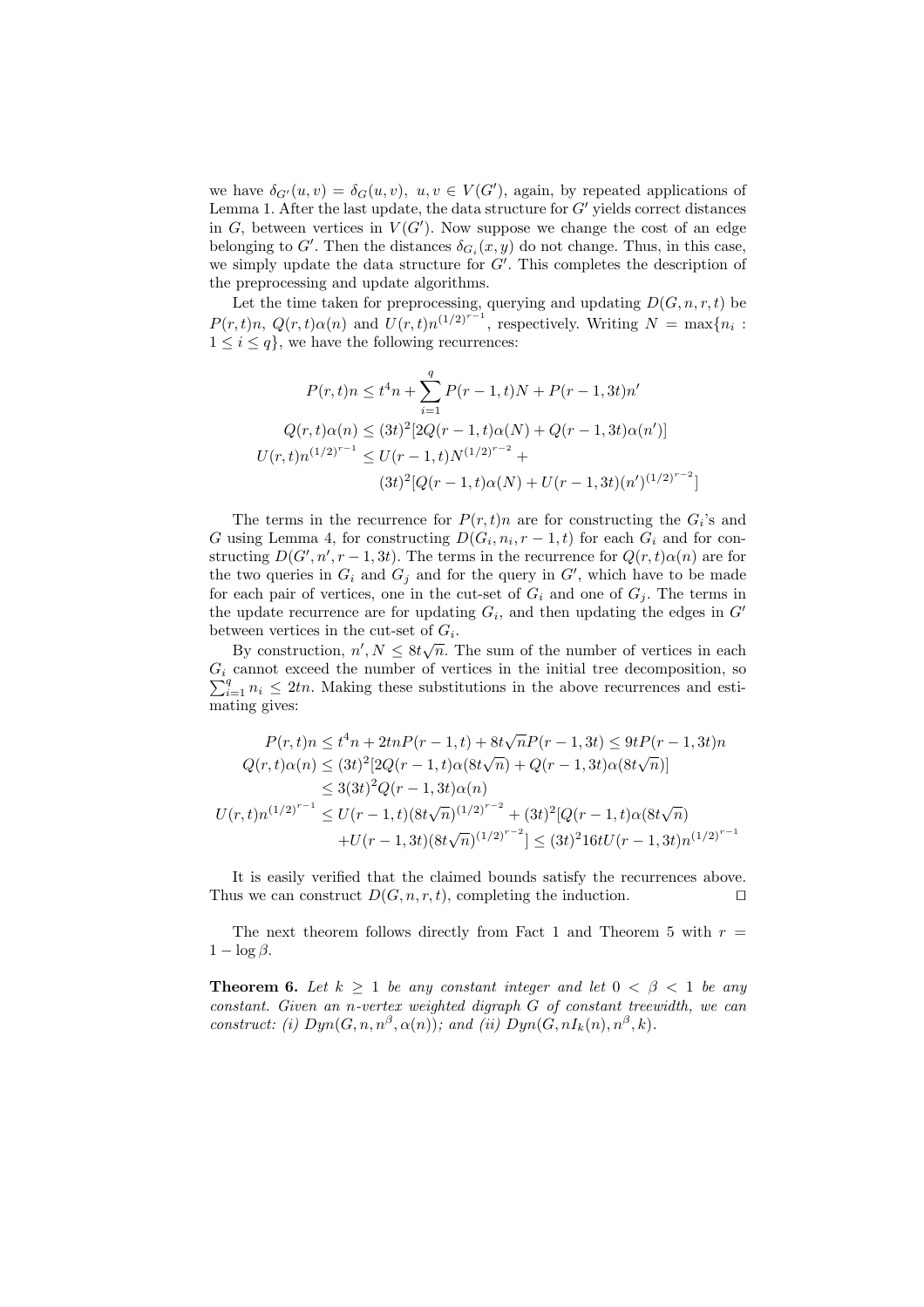we have $\delta_{G'}(u,v) = \delta_G(u,v),\ u,v \in V(G')$, again, by repeated applications of Lemma 1. After the last update, the data structure for $G'$ yields correct distances in $G$, between vertices in $V(G')$. Now suppose we change the cost of an edge belonging to $G'$. Then the distances $\delta_{G_i}(x,y)$ do not change. Thus, in this case, we simply update the data structure for $G'$. This completes the description of the preprocessing and update algorithms.

Let the time taken for preprocessing, querying and updating $D(G,n,r,t)$ be $P(r,t)n$, $Q(r,t)\alpha(n)$ and $U(r,t)n^{(1/2)^{r-1}}$, respectively. Writing $N = \max\{n_i : 1 \le i \le q\}$, we have the following recurrences:

$$
\begin{aligned}
P(r,t)n &\le t^4 n + \sum_{i=1}^{q} P(r-1,t)N + P(r-1,3t)n' \\
Q(r,t)\alpha(n) &\le (3t)^2[2Q(r-1,t)\alpha(N) + Q(r-1,3t)\alpha(n')] \\
U(r,t)n^{(1/2)^{r-1}} &\le U(r-1,t)N^{(1/2)^{r-2}} + \\
&\quad (3t)^2[Q(r-1,t)\alpha(N) + U(r-1,3t)(n')^{(1/2)^{r-2}}]
\end{aligned}
$$

The terms in the recurrence for $P(r,t)n$ are for constructing the $G_i$'s and $G$ using Lemma 4, for constructing $D(G_i,n_i,r-1,t)$ for each $G_i$ and for constructing $D(G',n',r-1,3t)$. The terms in the recurrence for $Q(r,t)\alpha(n)$ are for the two queries in $G_i$ and $G_j$ and for the query in $G'$, which have to be made for each pair of vertices, one in the cut-set of $G_i$ and one of $G_j$. The terms in the update recurrence are for updating $G_i$, and then updating the edges in $G'$ between vertices in the cut-set of $G_i$.

By construction, $n', N \le 8t\sqrt{n}$. The sum of the number of vertices in each $G_i$ cannot exceed the number of vertices in the initial tree decomposition, so $\sum_{i=1}^{q} n_i \le 2tn$. Making these substitutions in the above recurrences and estimating gives:

$$
\begin{aligned}
P(r,t)n &\le t^4 n + 2tnP(r-1,t) + 8t\sqrt{n}P(r-1,3t) \le 9tP(r-1,3t)n \\
Q(r,t)\alpha(n) &\le (3t)^2[2Q(r-1,t)\alpha(8t\sqrt{n}) + Q(r-1,3t)\alpha(8t\sqrt{n})] \\
&\le 3(3t)^2 Q(r-1,3t)\alpha(n) \\
U(r,t)n^{(1/2)^{r-1}} &\le U(r-1,t)(8t\sqrt{n})^{(1/2)^{r-2}} + (3t)^2[Q(r-1,t)\alpha(8t\sqrt{n}) \\
&\quad + U(r-1,3t)(8t\sqrt{n})^{(1/2)^{r-2}}] \le (3t)^2 16tU(r-1,3t)n^{(1/2)^{r-1}}
\end{aligned}
$$

It is easily verified that the claimed bounds satisfy the recurrences above. Thus we can construct $D(G,n,r,t)$, completing the induction. $\square$

The next theorem follows directly from Fact 1 and Theorem 5 with $r = 1 - \log\beta$.

**Theorem 6.** *Let $k \ge 1$ be any constant integer and let $0 < \beta < 1$ be any constant. Given an $n$-vertex weighted digraph $G$ of constant treewidth, we can construct: (i) $Dyn(G,n,n^\beta,\alpha(n))$; and (ii) $Dyn(G,nI_k(n),n^\beta,k)$.*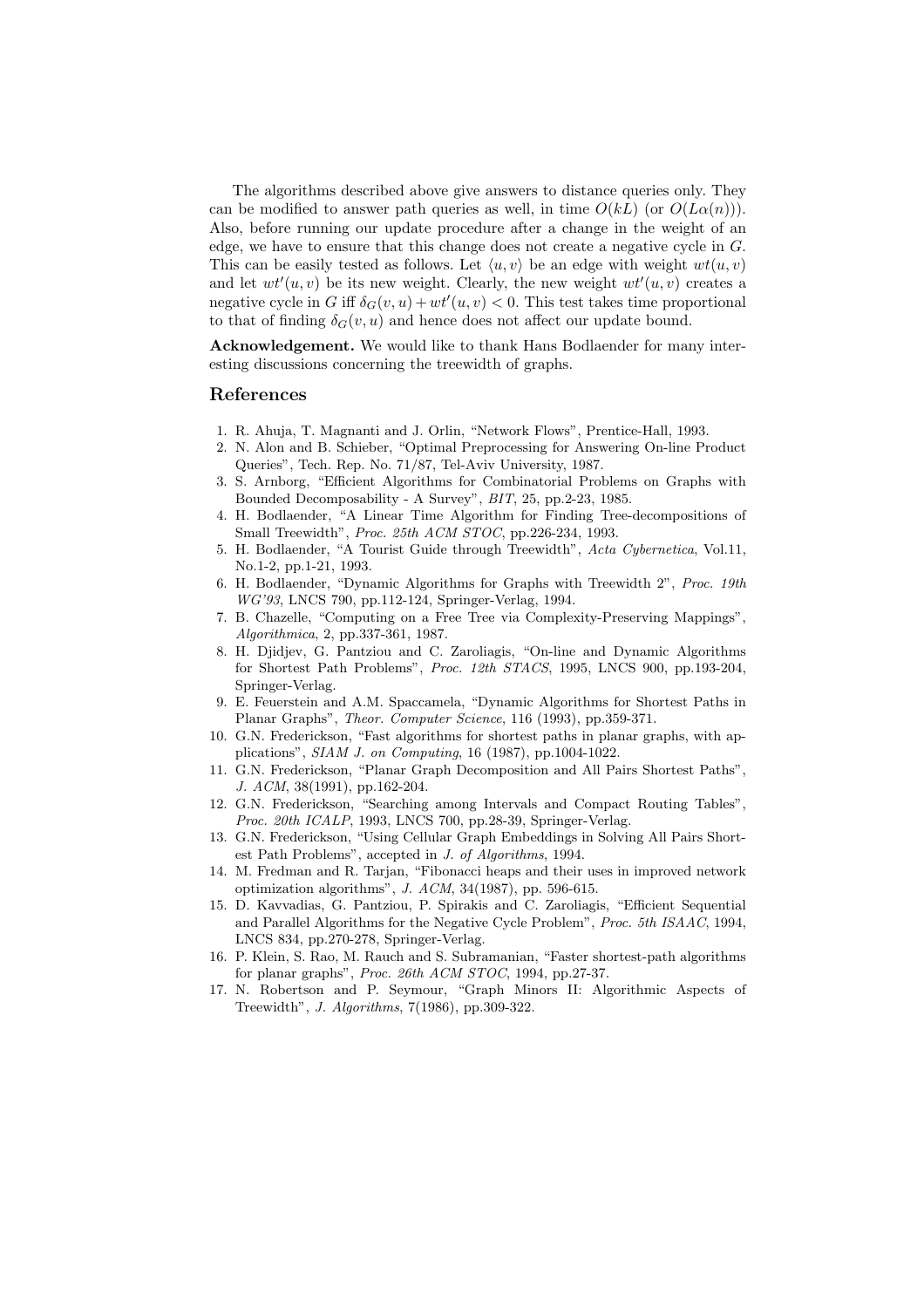The algorithms described above give answers to distance queries only. They can be modified to answer path queries as well, in time $O(kL)$ (or $O(L\alpha(n))$). Also, before running our update procedure after a change in the weight of an edge, we have to ensure that this change does not create a negative cycle in $G$. This can be easily tested as follows. Let $\langle u, v\rangle$ be an edge with weight $wt(u, v)$ and let $wt'(u, v)$ be its new weight. Clearly, the new weight $wt'(u, v)$ creates a negative cycle in $G$ iff $\delta_G(v, u) + wt'(u, v) < 0$. This test takes time proportional to that of finding $\delta_G(v, u)$ and hence does not affect our update bound.

**Acknowledgement.** We would like to thank Hans Bodlaender for many interesting discussions concerning the treewidth of graphs.

## References

1. R. Ahuja, T. Magnanti and J. Orlin, "Network Flows", Prentice-Hall, 1993.
2. N. Alon and B. Schieber, "Optimal Preprocessing for Answering On-line Product Queries", Tech. Rep. No. 71/87, Tel-Aviv University, 1987.
3. S. Arnborg, "Efficient Algorithms for Combinatorial Problems on Graphs with Bounded Decomposability - A Survey", *BIT*, 25, pp.2-23, 1985.
4. H. Bodlaender, "A Linear Time Algorithm for Finding Tree-decompositions of Small Treewidth", *Proc. 25th ACM STOC*, pp.226-234, 1993.
5. H. Bodlaender, "A Tourist Guide through Treewidth", *Acta Cybernetica*, Vol.11, No.1-2, pp.1-21, 1993.
6. H. Bodlaender, "Dynamic Algorithms for Graphs with Treewidth 2", *Proc. 19th WG'93*, LNCS 790, pp.112-124, Springer-Verlag, 1994.
7. B. Chazelle, "Computing on a Free Tree via Complexity-Preserving Mappings", *Algorithmica*, 2, pp.337-361, 1987.
8. H. Djidjev, G. Pantziou and C. Zaroliagis, "On-line and Dynamic Algorithms for Shortest Path Problems", *Proc. 12th STACS*, 1995, LNCS 900, pp.193-204, Springer-Verlag.
9. E. Feuerstein and A.M. Spaccamela, "Dynamic Algorithms for Shortest Paths in Planar Graphs", *Theor. Computer Science*, 116 (1993), pp.359-371.
10. G.N. Frederickson, "Fast algorithms for shortest paths in planar graphs, with applications", *SIAM J. on Computing*, 16 (1987), pp.1004-1022.
11. G.N. Frederickson, "Planar Graph Decomposition and All Pairs Shortest Paths", *J. ACM*, 38(1991), pp.162-204.
12. G.N. Frederickson, "Searching among Intervals and Compact Routing Tables", *Proc. 20th ICALP*, 1993, LNCS 700, pp.28-39, Springer-Verlag.
13. G.N. Frederickson, "Using Cellular Graph Embeddings in Solving All Pairs Shortest Path Problems", accepted in *J. of Algorithms*, 1994.
14. M. Fredman and R. Tarjan, "Fibonacci heaps and their uses in improved network optimization algorithms", *J. ACM*, 34(1987), pp. 596-615.
15. D. Kavvadias, G. Pantziou, P. Spirakis and C. Zaroliagis, "Efficient Sequential and Parallel Algorithms for the Negative Cycle Problem", *Proc. 5th ISAAC*, 1994, LNCS 834, pp.270-278, Springer-Verlag.
16. P. Klein, S. Rao, M. Rauch and S. Subramanian, "Faster shortest-path algorithms for planar graphs", *Proc. 26th ACM STOC*, 1994, pp.27-37.
17. N. Robertson and P. Seymour, "Graph Minors II: Algorithmic Aspects of Treewidth", *J. Algorithms*, 7(1986), pp.309-322.